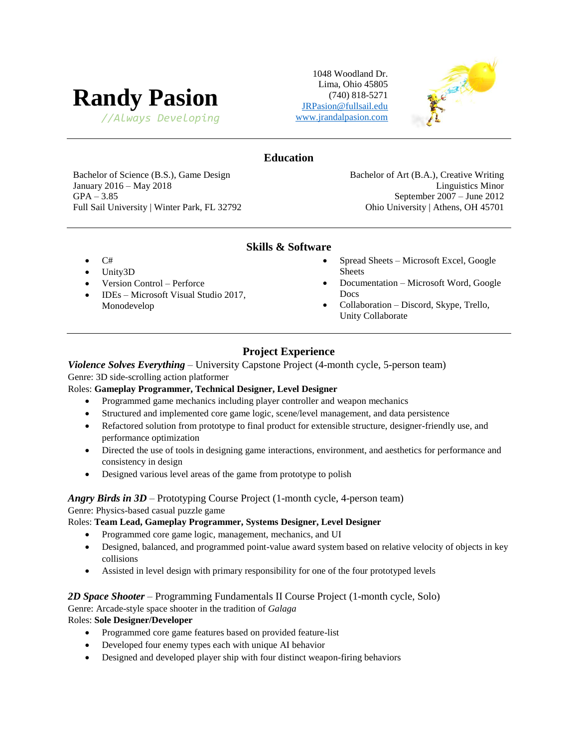# Randy Pasion

*//Always Developing*

1048 Woodland Dr.
Lima, Ohio 45805
(740) 818-5271
JRPasion@fullsail.edu
www.jrandalpasion.com

## Education

Bachelor of Science (B.S.), Game Design
January 2016 – May 2018
GPA – 3.85
Full Sail University | Winter Park, FL 32792

Bachelor of Art (B.A.), Creative Writing
Linguistics Minor
September 2007 – June 2012
Ohio University | Athens, OH 45701

## Skills & Software

- C#
- Unity3D
- Version Control – Perforce
- IDEs – Microsoft Visual Studio 2017, Monodevelop
- Spread Sheets – Microsoft Excel, Google Sheets
- Documentation – Microsoft Word, Google Docs
- Collaboration – Discord, Skype, Trello, Unity Collaborate

## Project Experience

***Violence Solves Everything*** – University Capstone Project (4-month cycle, 5-person team)
Genre: 3D side-scrolling action platformer
Roles: **Gameplay Programmer, Technical Designer, Level Designer**

- Programmed game mechanics including player controller and weapon mechanics
- Structured and implemented core game logic, scene/level management, and data persistence
- Refactored solution from prototype to final product for extensible structure, designer-friendly use, and performance optimization
- Directed the use of tools in designing game interactions, environment, and aesthetics for performance and consistency in design
- Designed various level areas of the game from prototype to polish

***Angry Birds in 3D*** – Prototyping Course Project (1-month cycle, 4-person team)
Genre: Physics-based casual puzzle game
Roles: **Team Lead, Gameplay Programmer, Systems Designer, Level Designer**

- Programmed core game logic, management, mechanics, and UI
- Designed, balanced, and programmed point-value award system based on relative velocity of objects in key collisions
- Assisted in level design with primary responsibility for one of the four prototyped levels

***2D Space Shooter*** – Programming Fundamentals II Course Project (1-month cycle, Solo)
Genre: Arcade-style space shooter in the tradition of *Galaga*
Roles: **Sole Designer/Developer**

- Programmed core game features based on provided feature-list
- Developed four enemy types each with unique AI behavior
- Designed and developed player ship with four distinct weapon-firing behaviors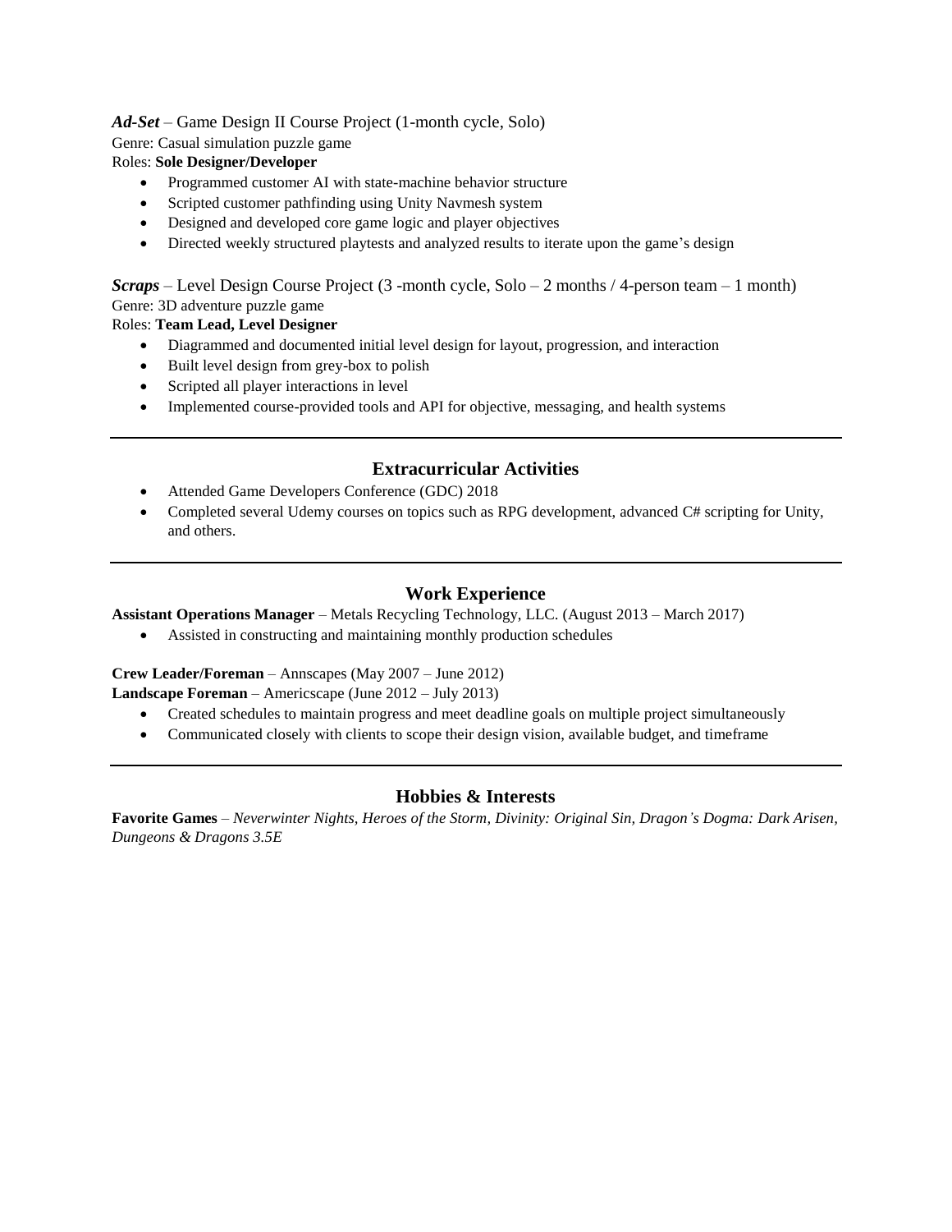***Ad-Set*** – Game Design II Course Project (1-month cycle, Solo)
Genre: Casual simulation puzzle game
Roles: **Sole Designer/Developer**

- Programmed customer AI with state-machine behavior structure
- Scripted customer pathfinding using Unity Navmesh system
- Designed and developed core game logic and player objectives
- Directed weekly structured playtests and analyzed results to iterate upon the game's design

***Scraps*** – Level Design Course Project (3 -month cycle, Solo – 2 months / 4-person team – 1 month)
Genre: 3D adventure puzzle game
Roles: **Team Lead, Level Designer**

- Diagrammed and documented initial level design for layout, progression, and interaction
- Built level design from grey-box to polish
- Scripted all player interactions in level
- Implemented course-provided tools and API for objective, messaging, and health systems

---

## Extracurricular Activities

- Attended Game Developers Conference (GDC) 2018
- Completed several Udemy courses on topics such as RPG development, advanced C# scripting for Unity, and others.

---

## Work Experience

**Assistant Operations Manager** – Metals Recycling Technology, LLC. (August 2013 – March 2017)

- Assisted in constructing and maintaining monthly production schedules

**Crew Leader/Foreman** – Annscapes (May 2007 – June 2012)
**Landscape Foreman** – Americscape (June 2012 – July 2013)

- Created schedules to maintain progress and meet deadline goals on multiple project simultaneously
- Communicated closely with clients to scope their design vision, available budget, and timeframe

---

## Hobbies & Interests

**Favorite Games** – *Neverwinter Nights, Heroes of the Storm, Divinity: Original Sin, Dragon's Dogma: Dark Arisen, Dungeons & Dragons 3.5E*